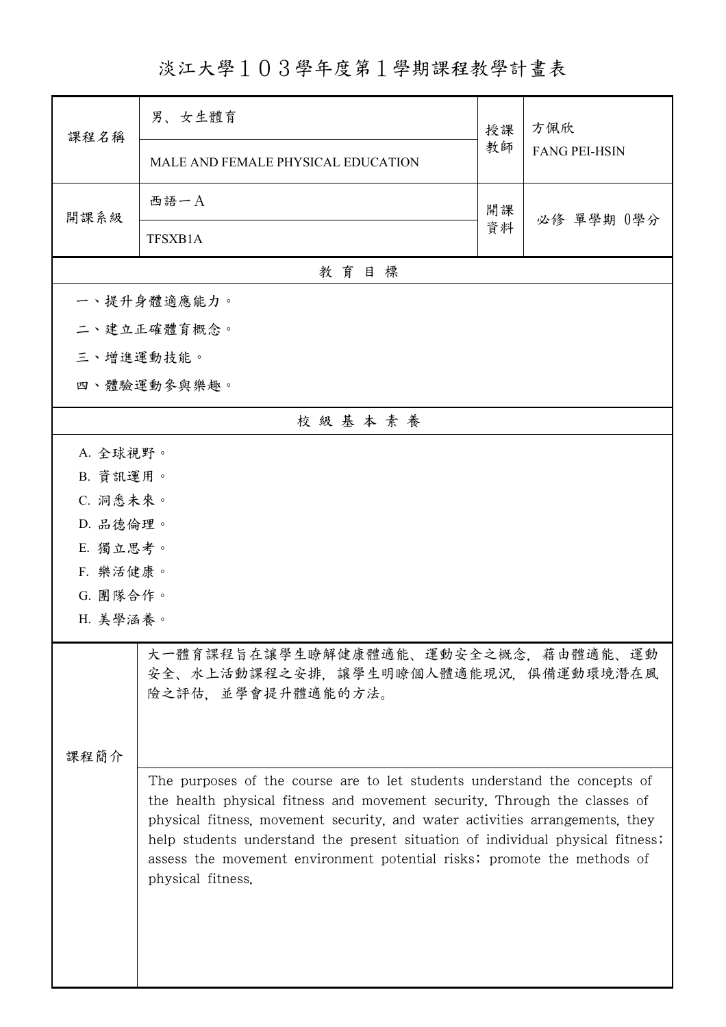# 淡江大學１０３學年度第１學期課程教學計畫表

| 課程名稱 | 男、女生體育 | 授課教師 | 方佩欣 |
|---|---|---|---|
| | MALE AND FEMALE PHYSICAL EDUCATION | | FANG PEI-HSIN |
| 開課系級 | 西語一A | 開課資料 | 必修 單學期 0學分 |
| | TFSXB1A | | |

## 教育目標

一、提升身體適應能力。

二、建立正確體育概念。

三、增進運動技能。

四、體驗運動參與樂趣。

## 校級基本素養

A. 全球視野。

B. 資訊運用。

C. 洞悉未來。

D. 品德倫理。

E. 獨立思考。

F. 樂活健康。

G. 團隊合作。

H. 美學涵養。

## 課程簡介

大一體育課程旨在讓學生瞭解健康體適能、運動安全之概念，藉由體適能、運動安全、水上活動課程之安排，讓學生明瞭個人體適能現況，俱備運動環境潛在風險之評估，並學會提升體適能的方法。

The purposes of the course are to let students understand the concepts of the health physical fitness and movement security. Through the classes of physical fitness, movement security, and water activities arrangements, they help students understand the present situation of individual physical fitness; assess the movement environment potential risks; promote the methods of physical fitness.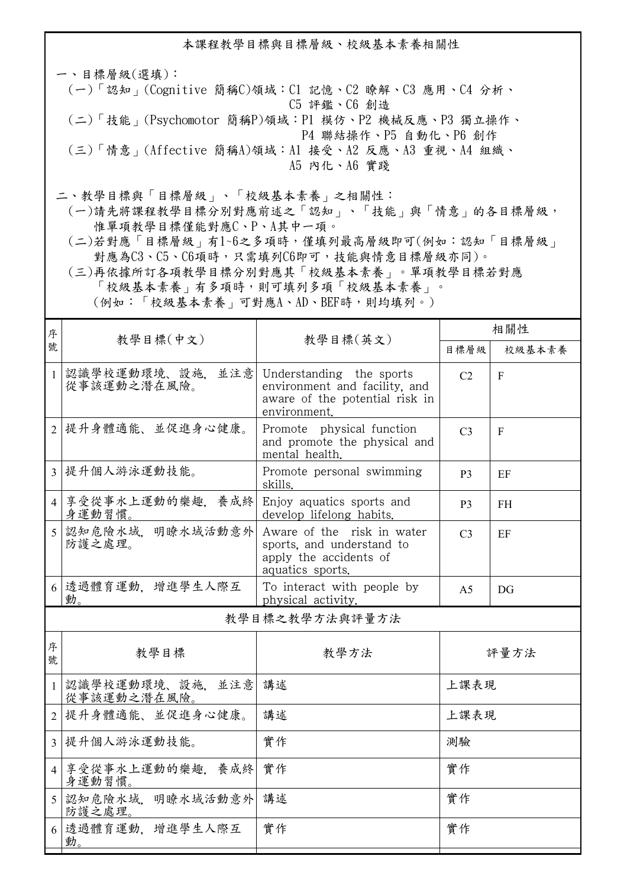## 本課程教學目標與目標層級、校級基本素養相關性

一、目標層級(選填)：

(一)「認知」(Cognitive 簡稱C)領域：C1 記憶、C2 瞭解、C3 應用、C4 分析、C5 評鑑、C6 創造

(二)「技能」(Psychomotor 簡稱P)領域：P1 模仿、P2 機械反應、P3 獨立操作、P4 聯結操作、P5 自動化、P6 創作

(三)「情意」(Affective 簡稱A)領域：A1 接受、A2 反應、A3 重視、A4 組織、A5 內化、A6 實踐

二、教學目標與「目標層級」、「校級基本素養」之相關性：

(一)請先將課程教學目標分別對應前述之「認知」、「技能」與「情意」的各目標層級，惟單項教學目標僅能對應C、P、A其中一項。

(二)若對應「目標層級」有1~6之多項時，僅填列最高層級即可(例如：認知「目標層級」對應為C3、C5、C6項時，只需填列C6即可，技能與情意目標層級亦同)。

(三)再依據所訂各項教學目標分別對應其「校級基本素養」。單項教學目標若對應「校級基本素養」有多項時，則可填列多項「校級基本素養」。(例如：「校級基本素養」可對應A、AD、BEF時，則均填列。)

| 序號 | 教學目標(中文) | 教學目標(英文) | 相關性 | |
|---|---|---|---|---|
| | | | 目標層級 | 校級基本素養 |
| 1 | 認識學校運動環境、設施, 並注意從事該運動之潛在風險。 | Understanding the sports environment and facility, and aware of the potential risk in environment. | C2 | F |
| 2 | 提升身體適能、並促進身心健康。 | Promote physical function and promote the physical and mental health. | C3 | F |
| 3 | 提升個人游泳運動技能。 | Promote personal swimming skills. | P3 | EF |
| 4 | 享受從事水上運動的樂趣, 養成終身運動習慣。 | Enjoy aquatics sports and develop lifelong habits. | P3 | FH |
| 5 | 認知危險水域, 明瞭水域活動意外防護之處理。 | Aware of the risk in water sports, and understand to apply the accidents of aquatics sports. | C3 | EF |
| 6 | 透過體育運動, 增進學生人際互動。 | To interact with people by physical activity. | A5 | DG |

## 教學目標之教學方法與評量方法

| 序號 | 教學目標 | 教學方法 | 評量方法 |
|---|---|---|---|
| 1 | 認識學校運動環境、設施, 並注意從事該運動之潛在風險。 | 講述 | 上課表現 |
| 2 | 提升身體適能、並促進身心健康。 | 講述 | 上課表現 |
| 3 | 提升個人游泳運動技能。 | 實作 | 測驗 |
| 4 | 享受從事水上運動的樂趣, 養成終身運動習慣。 | 實作 | 實作 |
| 5 | 認知危險水域, 明瞭水域活動意外防護之處理。 | 講述 | 實作 |
| 6 | 透過體育運動, 增進學生人際互動。 | 實作 | 實作 |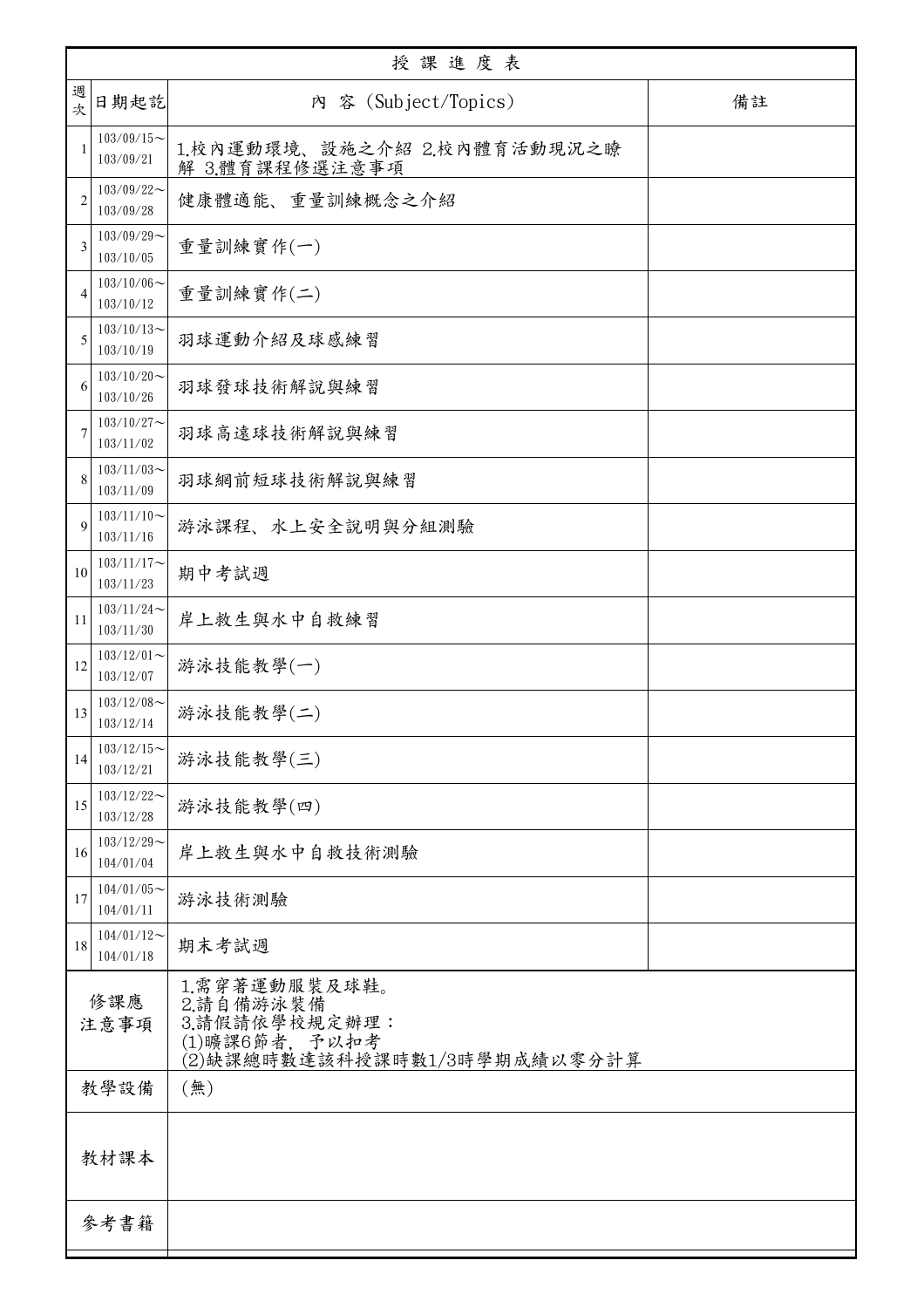| 授課進度表 | | | |
|---|---|---|---|
| 週次 | 日期起訖 | 內 容 (Subject/Topics) | 備註 |
| 1 | 103/09/15～103/09/21 | 1.校內運動環境、設施之介紹 2.校內體育活動現況之瞭解 3.體育課程修選注意事項 | |
| 2 | 103/09/22～103/09/28 | 健康體適能、重量訓練概念之介紹 | |
| 3 | 103/09/29～103/10/05 | 重量訓練實作(一) | |
| 4 | 103/10/06～103/10/12 | 重量訓練實作(二) | |
| 5 | 103/10/13～103/10/19 | 羽球運動介紹及球感練習 | |
| 6 | 103/10/20～103/10/26 | 羽球發球技術解說與練習 | |
| 7 | 103/10/27～103/11/02 | 羽球高遠球技術解說與練習 | |
| 8 | 103/11/03～103/11/09 | 羽球網前短球技術解說與練習 | |
| 9 | 103/11/10～103/11/16 | 游泳課程、水上安全說明與分組測驗 | |
| 10 | 103/11/17～103/11/23 | 期中考試週 | |
| 11 | 103/11/24～103/11/30 | 岸上救生與水中自救練習 | |
| 12 | 103/12/01～103/12/07 | 游泳技能教學(一) | |
| 13 | 103/12/08～103/12/14 | 游泳技能教學(二) | |
| 14 | 103/12/15～103/12/21 | 游泳技能教學(三) | |
| 15 | 103/12/22～103/12/28 | 游泳技能教學(四) | |
| 16 | 103/12/29～104/01/04 | 岸上救生與水中自救技術測驗 | |
| 17 | 104/01/05～104/01/11 | 游泳技術測驗 | |
| 18 | 104/01/12～104/01/18 | 期末考試週 | |
| 修課應注意事項 | | 1.需穿著運動服裝及球鞋。<br>2.請自備游泳裝備<br>3.請假請依學校規定辦理：<br>(1)曠課6節者，予以扣考<br>(2)缺課總時數達該科授課時數1/3時學期成績以零分計算 | |
| 教學設備 | | (無) | |
| 教材課本 | | | |
| 參考書籍 | | | |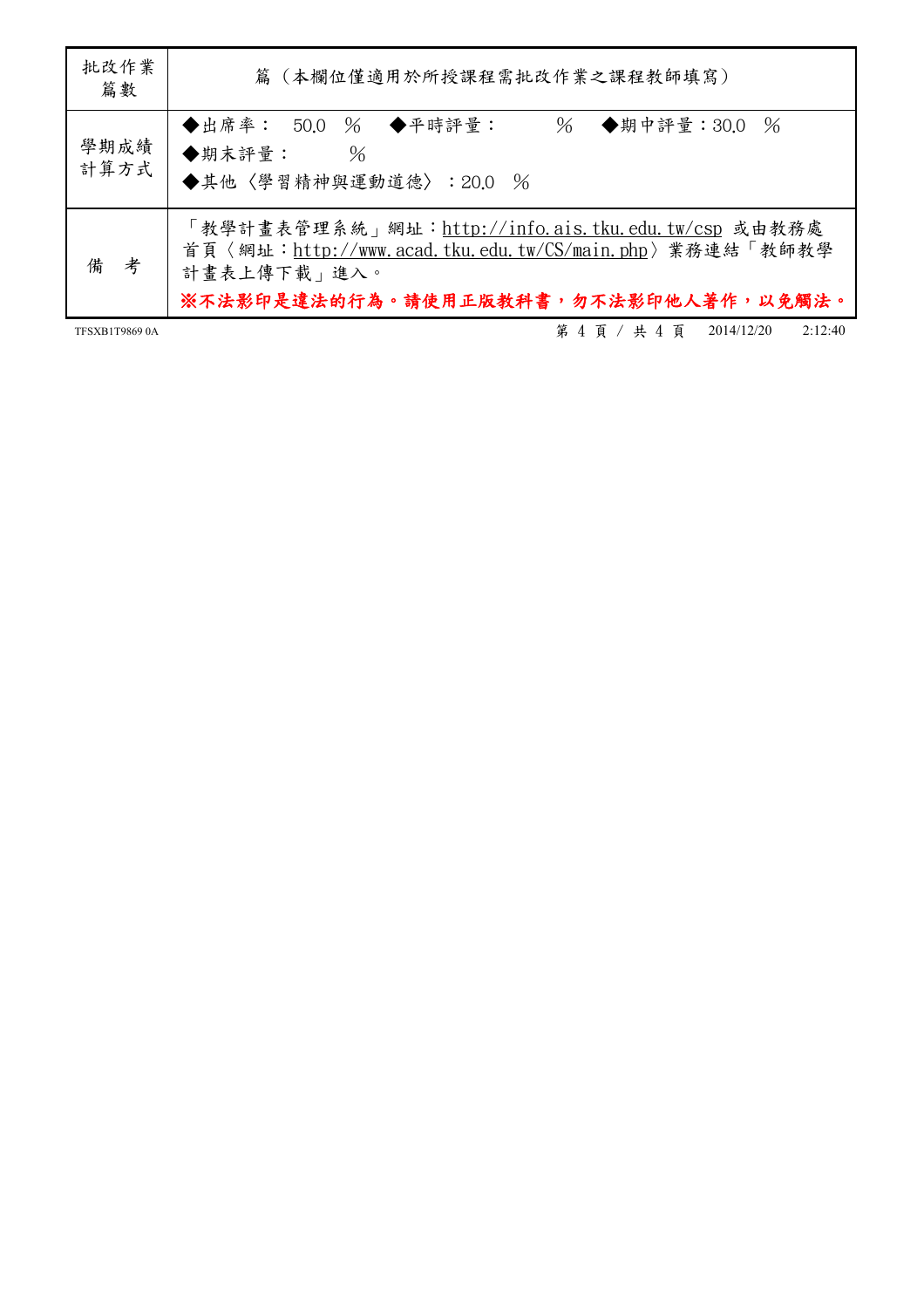| | |
|---|---|
| 批改作業篇數 | 篇（本欄位僅適用於所授課程需批改作業之課程教師填寫） |
| 學期成績計算方式 | ◆出席率： 50.0 ％ ◆平時評量： ％ ◆期中評量：30.0 ％<br>◆期末評量： ％<br>◆其他〈學習精神與運動道德〉：20.0 ％ |
| 備　考 | 「教學計畫表管理系統」網址：http://info.ais.tku.edu.tw/csp 或由教務處首頁〈網址：http://www.acad.tku.edu.tw/CS/main.php〉業務連結「教師教學計畫表上傳下載」進入。<br>**※不法影印是違法的行為。請使用正版教科書，勿不法影印他人著作，以免觸法。** |

TFSXB1T9869 0A　　2014/12/20　2:12:40